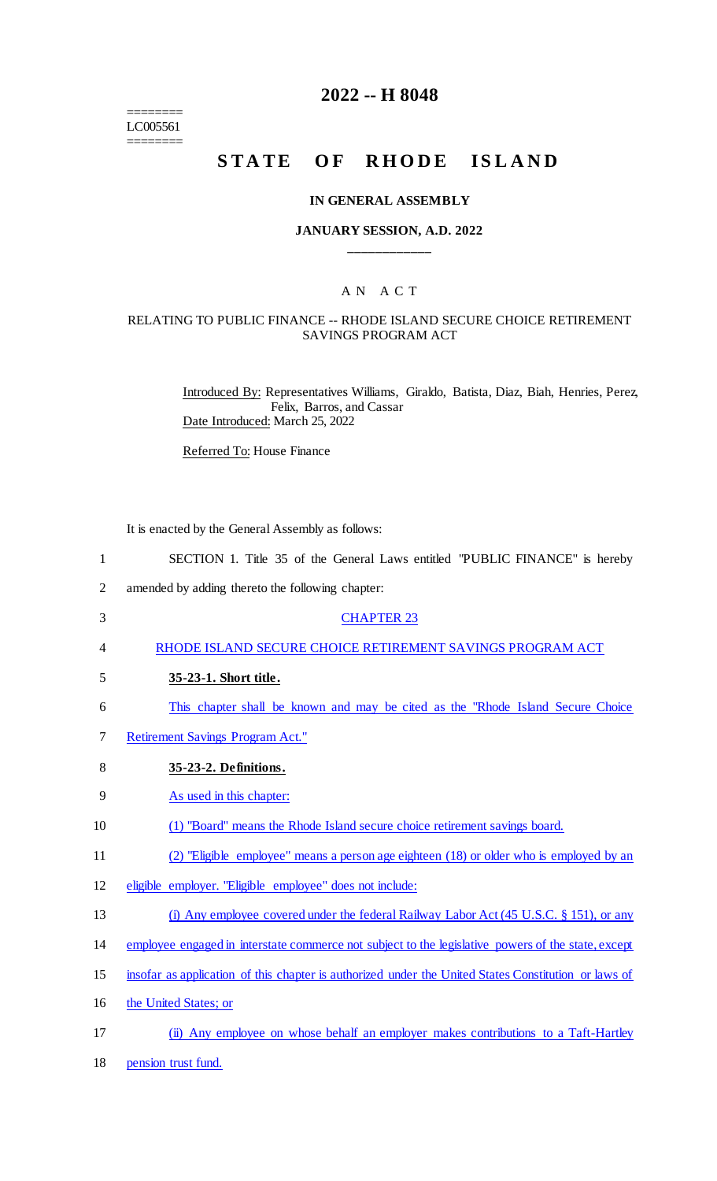# 2022 -- H 8048

========
LC005561
========

## STATE OF RHODE ISLAND

### IN GENERAL ASSEMBLY

### JANUARY SESSION, A.D. 2022

____________

### A N A C T

RELATING TO PUBLIC FINANCE -- RHODE ISLAND SECURE CHOICE RETIREMENT SAVINGS PROGRAM ACT

Introduced By: Representatives Williams, Giraldo, Batista, Diaz, Biah, Henries, Perez, Felix, Barros, and Cassar

Date Introduced: March 25, 2022

Referred To: House Finance

It is enacted by the General Assembly as follows:

1 SECTION 1. Title 35 of the General Laws entitled "PUBLIC FINANCE" is hereby
2 amended by adding thereto the following chapter:

3 CHAPTER 23

4 RHODE ISLAND SECURE CHOICE RETIREMENT SAVINGS PROGRAM ACT

5 **35-23-1. Short title.**

6 This chapter shall be known and may be cited as the "Rhode Island Secure Choice
7 Retirement Savings Program Act."

8 **35-23-2. Definitions.**

9 As used in this chapter:

10 (1) "Board" means the Rhode Island secure choice retirement savings board.

11 (2) "Eligible employee" means a person age eighteen (18) or older who is employed by an
12 eligible employer. "Eligible employee" does not include:

13 (i) Any employee covered under the federal Railway Labor Act (45 U.S.C. § 151), or any
14 employee engaged in interstate commerce not subject to the legislative powers of the state, except
15 insofar as application of this chapter is authorized under the United States Constitution or laws of
16 the United States; or

17 (ii) Any employee on whose behalf an employer makes contributions to a Taft-Hartley
18 pension trust fund.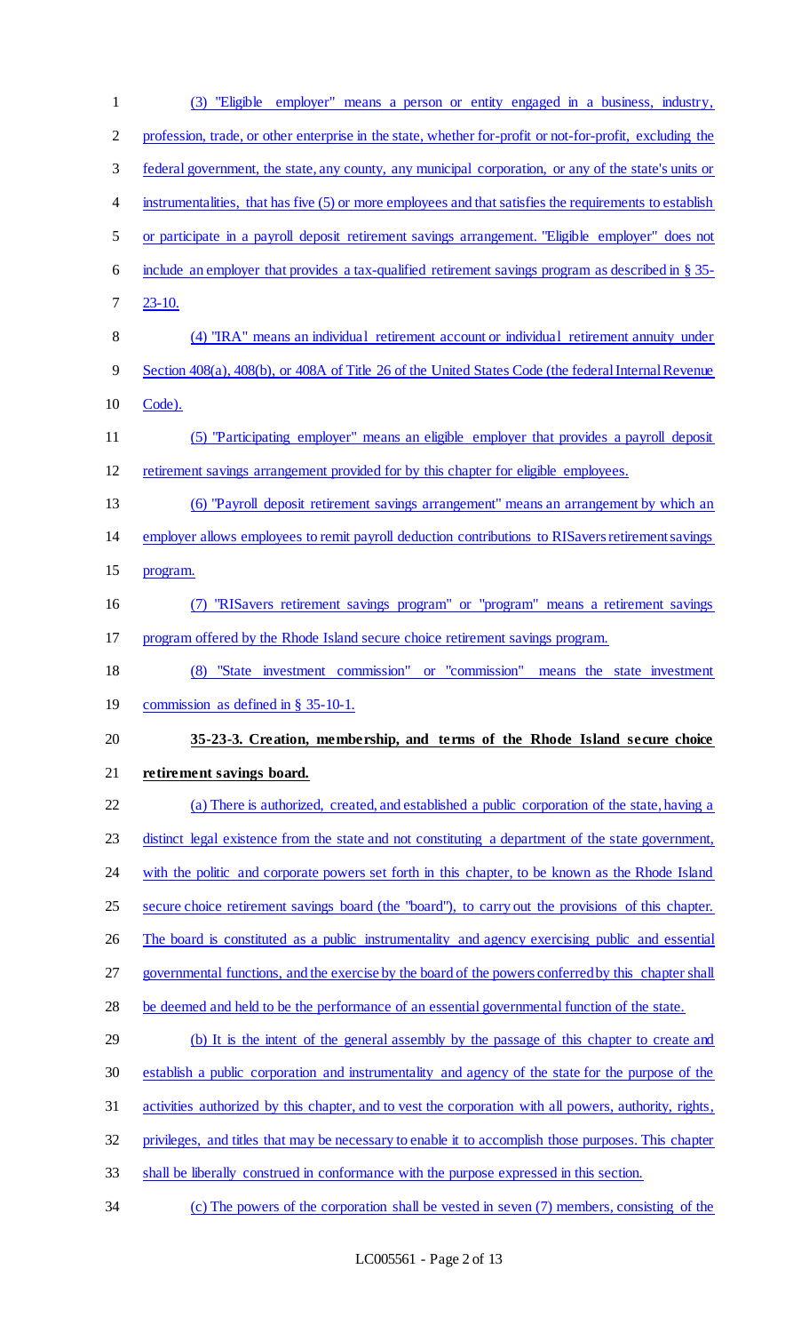(3) "Eligible employer" means a person or entity engaged in a business, industry, profession, trade, or other enterprise in the state, whether for-profit or not-for-profit, excluding the federal government, the state, any county, any municipal corporation, or any of the state's units or instrumentalities, that has five (5) or more employees and that satisfies the requirements to establish or participate in a payroll deposit retirement savings arrangement. "Eligible employer" does not include an employer that provides a tax-qualified retirement savings program as described in § 35-23-10.

(4) "IRA" means an individual retirement account or individual retirement annuity under Section 408(a), 408(b), or 408A of Title 26 of the United States Code (the federal Internal Revenue Code).

(5) "Participating employer" means an eligible employer that provides a payroll deposit retirement savings arrangement provided for by this chapter for eligible employees.

(6) "Payroll deposit retirement savings arrangement" means an arrangement by which an employer allows employees to remit payroll deduction contributions to RISavers retirement savings program.

(7) "RISavers retirement savings program" or "program" means a retirement savings program offered by the Rhode Island secure choice retirement savings program.

(8) "State investment commission" or "commission" means the state investment commission as defined in § 35-10-1.

**35-23-3. Creation, membership, and terms of the Rhode Island secure choice retirement savings board.**

(a) There is authorized, created, and established a public corporation of the state, having a distinct legal existence from the state and not constituting a department of the state government, with the politic and corporate powers set forth in this chapter, to be known as the Rhode Island secure choice retirement savings board (the "board"), to carry out the provisions of this chapter. The board is constituted as a public instrumentality and agency exercising public and essential governmental functions, and the exercise by the board of the powers conferred by this chapter shall be deemed and held to be the performance of an essential governmental function of the state.

(b) It is the intent of the general assembly by the passage of this chapter to create and establish a public corporation and instrumentality and agency of the state for the purpose of the activities authorized by this chapter, and to vest the corporation with all powers, authority, rights, privileges, and titles that may be necessary to enable it to accomplish those purposes. This chapter shall be liberally construed in conformance with the purpose expressed in this section.

(c) The powers of the corporation shall be vested in seven (7) members, consisting of the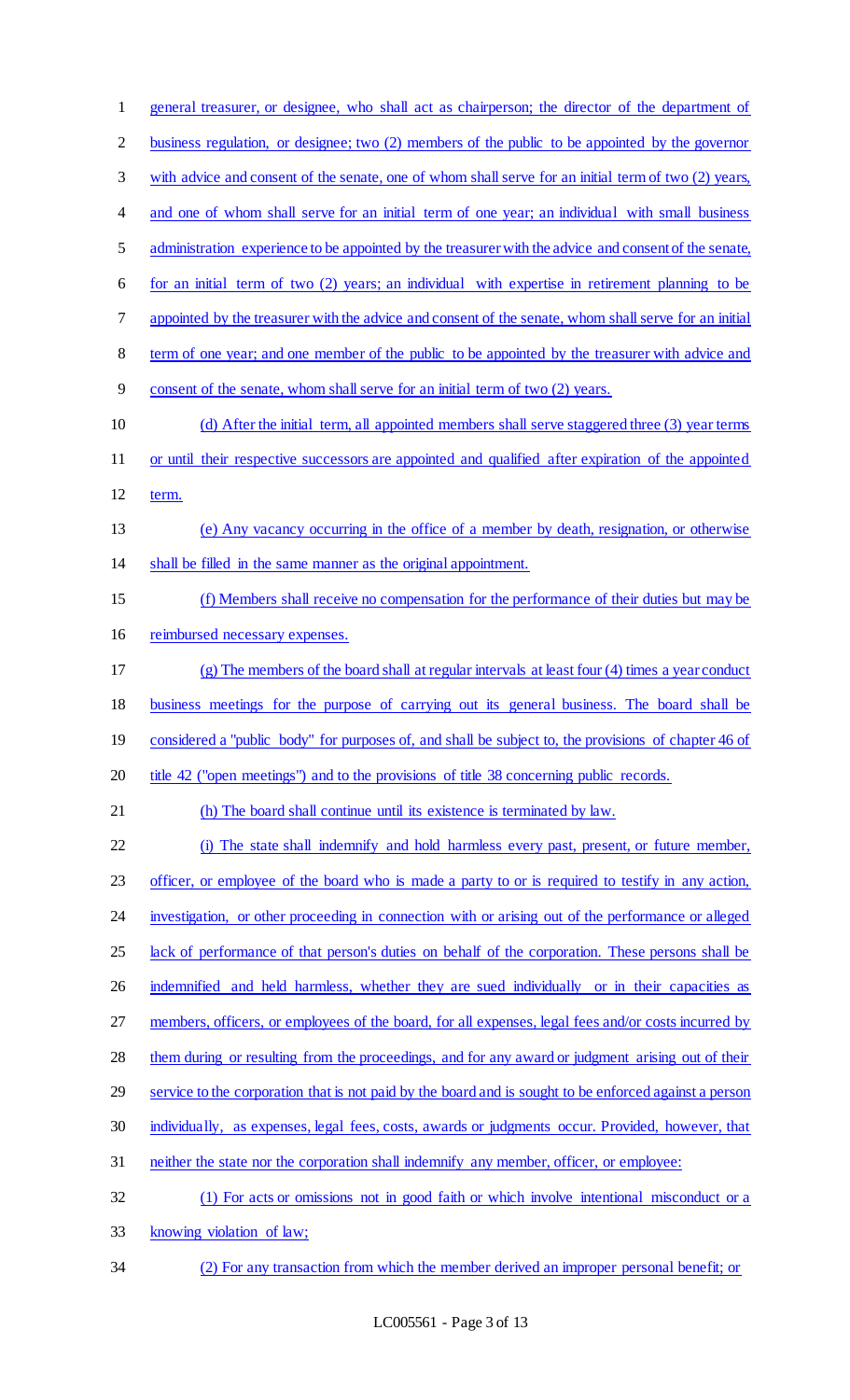general treasurer, or designee, who shall act as chairperson; the director of the department of business regulation, or designee; two (2) members of the public to be appointed by the governor with advice and consent of the senate, one of whom shall serve for an initial term of two (2) years, and one of whom shall serve for an initial term of one year; an individual with small business administration experience to be appointed by the treasurer with the advice and consent of the senate, for an initial term of two (2) years; an individual with expertise in retirement planning to be appointed by the treasurer with the advice and consent of the senate, whom shall serve for an initial term of one year; and one member of the public to be appointed by the treasurer with advice and consent of the senate, whom shall serve for an initial term of two (2) years.

(d) After the initial term, all appointed members shall serve staggered three (3) year terms or until their respective successors are appointed and qualified after expiration of the appointed term.

(e) Any vacancy occurring in the office of a member by death, resignation, or otherwise shall be filled in the same manner as the original appointment.

(f) Members shall receive no compensation for the performance of their duties but may be reimbursed necessary expenses.

(g) The members of the board shall at regular intervals at least four (4) times a year conduct business meetings for the purpose of carrying out its general business. The board shall be considered a "public body" for purposes of, and shall be subject to, the provisions of chapter 46 of title 42 ("open meetings") and to the provisions of title 38 concerning public records.

(h) The board shall continue until its existence is terminated by law.

(i) The state shall indemnify and hold harmless every past, present, or future member, officer, or employee of the board who is made a party to or is required to testify in any action, investigation, or other proceeding in connection with or arising out of the performance or alleged lack of performance of that person's duties on behalf of the corporation. These persons shall be indemnified and held harmless, whether they are sued individually or in their capacities as members, officers, or employees of the board, for all expenses, legal fees and/or costs incurred by them during or resulting from the proceedings, and for any award or judgment arising out of their service to the corporation that is not paid by the board and is sought to be enforced against a person individually, as expenses, legal fees, costs, awards or judgments occur. Provided, however, that neither the state nor the corporation shall indemnify any member, officer, or employee:

(1) For acts or omissions not in good faith or which involve intentional misconduct or a knowing violation of law;

(2) For any transaction from which the member derived an improper personal benefit; or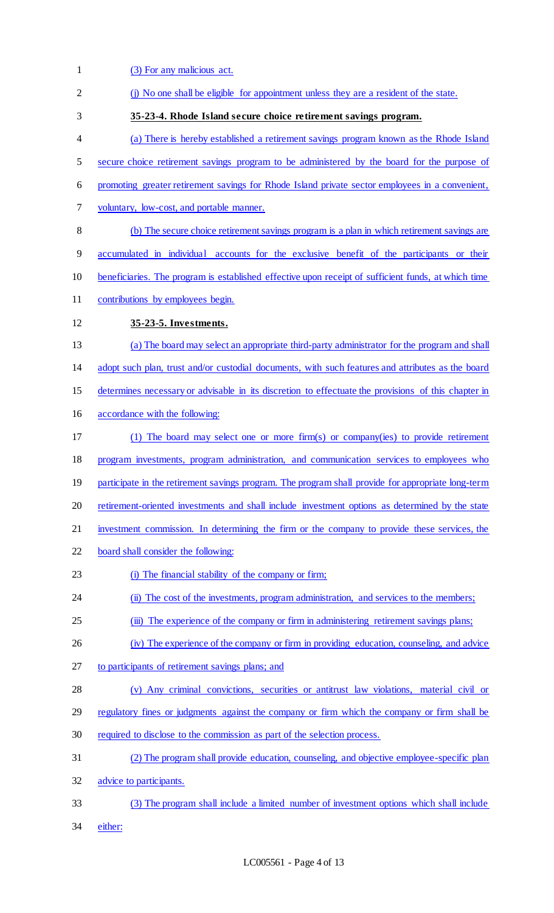(3) For any malicious act.

(j) No one shall be eligible for appointment unless they are a resident of the state.

**35-23-4. Rhode Island secure choice retirement savings program.**

(a) There is hereby established a retirement savings program known as the Rhode Island secure choice retirement savings program to be administered by the board for the purpose of promoting greater retirement savings for Rhode Island private sector employees in a convenient, voluntary, low-cost, and portable manner.

(b) The secure choice retirement savings program is a plan in which retirement savings are accumulated in individual accounts for the exclusive benefit of the participants or their beneficiaries. The program is established effective upon receipt of sufficient funds, at which time contributions by employees begin.

**35-23-5. Investments.**

(a) The board may select an appropriate third-party administrator for the program and shall adopt such plan, trust and/or custodial documents, with such features and attributes as the board determines necessary or advisable in its discretion to effectuate the provisions of this chapter in accordance with the following:

(1) The board may select one or more firm(s) or company(ies) to provide retirement program investments, program administration, and communication services to employees who participate in the retirement savings program. The program shall provide for appropriate long-term retirement-oriented investments and shall include investment options as determined by the state investment commission. In determining the firm or the company to provide these services, the board shall consider the following:

(i) The financial stability of the company or firm;

(ii) The cost of the investments, program administration, and services to the members;

(iii) The experience of the company or firm in administering retirement savings plans;

(iv) The experience of the company or firm in providing education, counseling, and advice to participants of retirement savings plans; and

(v) Any criminal convictions, securities or antitrust law violations, material civil or regulatory fines or judgments against the company or firm which the company or firm shall be required to disclose to the commission as part of the selection process.

(2) The program shall provide education, counseling, and objective employee-specific plan advice to participants.

(3) The program shall include a limited number of investment options which shall include either: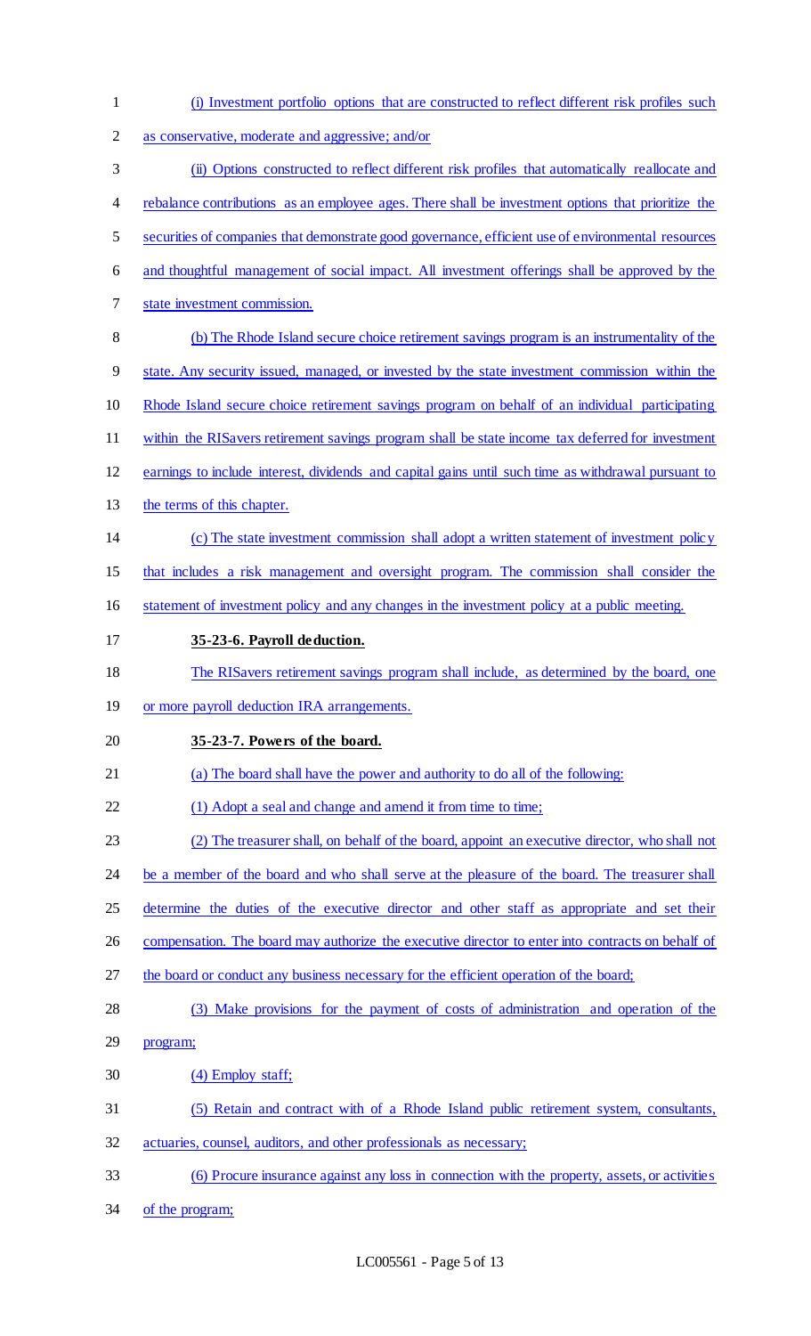(i) Investment portfolio options that are constructed to reflect different risk profiles such as conservative, moderate and aggressive; and/or

(ii) Options constructed to reflect different risk profiles that automatically reallocate and rebalance contributions as an employee ages. There shall be investment options that prioritize the securities of companies that demonstrate good governance, efficient use of environmental resources and thoughtful management of social impact. All investment offerings shall be approved by the state investment commission.

(b) The Rhode Island secure choice retirement savings program is an instrumentality of the state. Any security issued, managed, or invested by the state investment commission within the Rhode Island secure choice retirement savings program on behalf of an individual participating within the RISavers retirement savings program shall be state income tax deferred for investment earnings to include interest, dividends and capital gains until such time as withdrawal pursuant to the terms of this chapter.

(c) The state investment commission shall adopt a written statement of investment policy that includes a risk management and oversight program. The commission shall consider the statement of investment policy and any changes in the investment policy at a public meeting.

**35-23-6. Payroll deduction.**

The RISavers retirement savings program shall include, as determined by the board, one or more payroll deduction IRA arrangements.

**35-23-7. Powers of the board.**

(a) The board shall have the power and authority to do all of the following:

(1) Adopt a seal and change and amend it from time to time;

(2) The treasurer shall, on behalf of the board, appoint an executive director, who shall not be a member of the board and who shall serve at the pleasure of the board. The treasurer shall determine the duties of the executive director and other staff as appropriate and set their compensation. The board may authorize the executive director to enter into contracts on behalf of the board or conduct any business necessary for the efficient operation of the board;

(3) Make provisions for the payment of costs of administration and operation of the program;

(4) Employ staff;

(5) Retain and contract with of a Rhode Island public retirement system, consultants, actuaries, counsel, auditors, and other professionals as necessary;

(6) Procure insurance against any loss in connection with the property, assets, or activities of the program;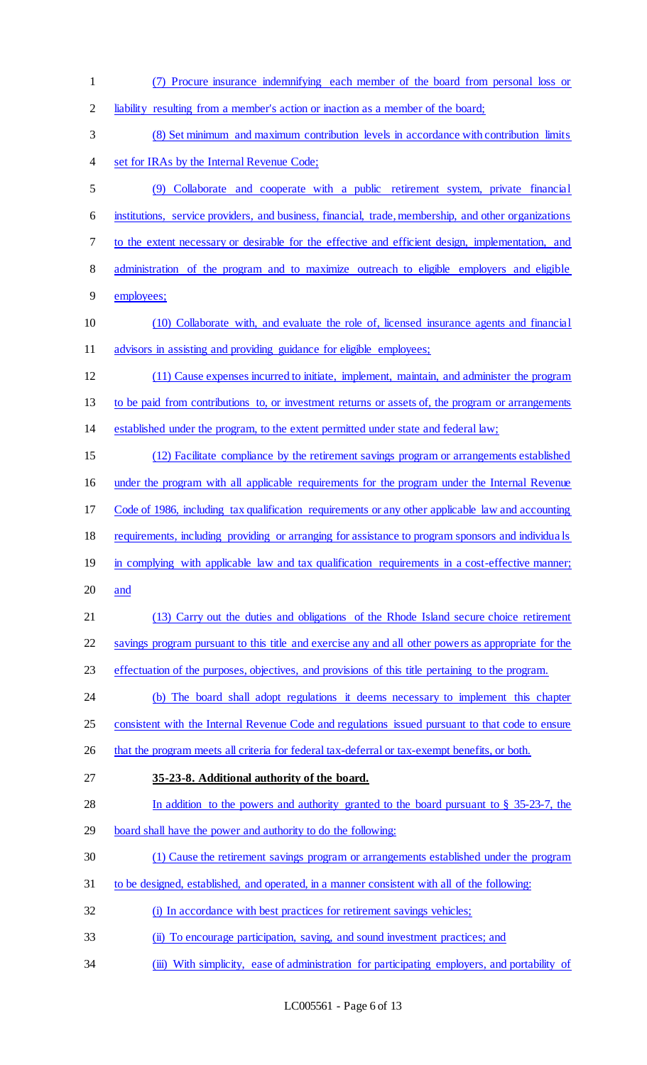(7) Procure insurance indemnifying each member of the board from personal loss or liability resulting from a member's action or inaction as a member of the board;

(8) Set minimum and maximum contribution levels in accordance with contribution limits set for IRAs by the Internal Revenue Code;

(9) Collaborate and cooperate with a public retirement system, private financial institutions, service providers, and business, financial, trade, membership, and other organizations to the extent necessary or desirable for the effective and efficient design, implementation, and administration of the program and to maximize outreach to eligible employers and eligible employees;

(10) Collaborate with, and evaluate the role of, licensed insurance agents and financial advisors in assisting and providing guidance for eligible employees;

(11) Cause expenses incurred to initiate, implement, maintain, and administer the program to be paid from contributions to, or investment returns or assets of, the program or arrangements established under the program, to the extent permitted under state and federal law;

(12) Facilitate compliance by the retirement savings program or arrangements established under the program with all applicable requirements for the program under the Internal Revenue Code of 1986, including tax qualification requirements or any other applicable law and accounting requirements, including providing or arranging for assistance to program sponsors and individuals in complying with applicable law and tax qualification requirements in a cost-effective manner; and

(13) Carry out the duties and obligations of the Rhode Island secure choice retirement savings program pursuant to this title and exercise any and all other powers as appropriate for the effectuation of the purposes, objectives, and provisions of this title pertaining to the program.

(b) The board shall adopt regulations it deems necessary to implement this chapter consistent with the Internal Revenue Code and regulations issued pursuant to that code to ensure that the program meets all criteria for federal tax-deferral or tax-exempt benefits, or both.

**35-23-8. Additional authority of the board.**

In addition to the powers and authority granted to the board pursuant to § 35-23-7, the board shall have the power and authority to do the following:

(1) Cause the retirement savings program or arrangements established under the program to be designed, established, and operated, in a manner consistent with all of the following:

(i) In accordance with best practices for retirement savings vehicles;

(ii) To encourage participation, saving, and sound investment practices; and

(iii) With simplicity, ease of administration for participating employers, and portability of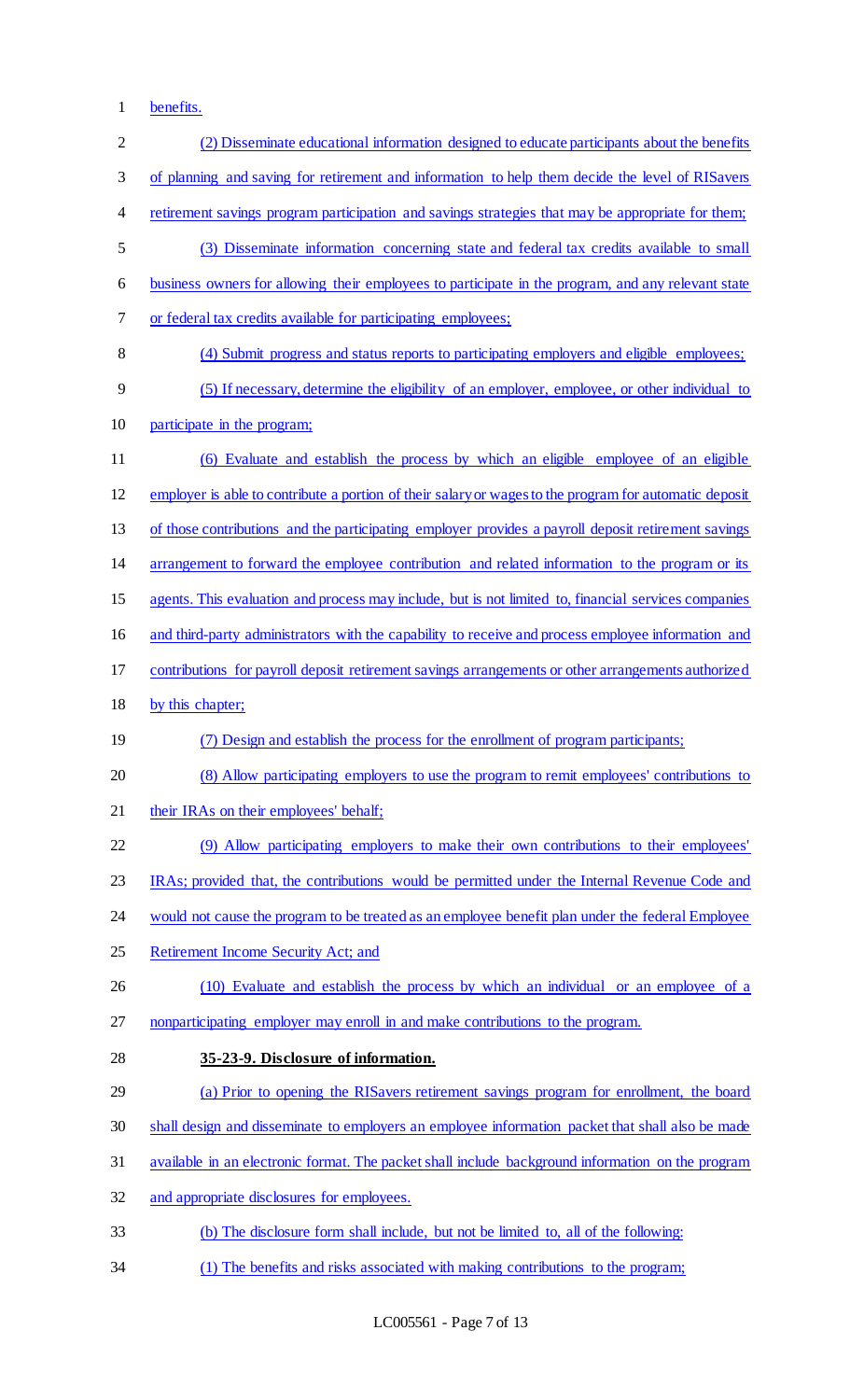benefits.

(2) Disseminate educational information designed to educate participants about the benefits of planning and saving for retirement and information to help them decide the level of RISavers retirement savings program participation and savings strategies that may be appropriate for them;

(3) Disseminate information concerning state and federal tax credits available to small business owners for allowing their employees to participate in the program, and any relevant state or federal tax credits available for participating employees;

(4) Submit progress and status reports to participating employers and eligible employees;

(5) If necessary, determine the eligibility of an employer, employee, or other individual to participate in the program;

(6) Evaluate and establish the process by which an eligible employee of an eligible employer is able to contribute a portion of their salary or wages to the program for automatic deposit of those contributions and the participating employer provides a payroll deposit retirement savings arrangement to forward the employee contribution and related information to the program or its agents. This evaluation and process may include, but is not limited to, financial services companies and third-party administrators with the capability to receive and process employee information and contributions for payroll deposit retirement savings arrangements or other arrangements authorized by this chapter;

(7) Design and establish the process for the enrollment of program participants;

(8) Allow participating employers to use the program to remit employees' contributions to their IRAs on their employees' behalf;

(9) Allow participating employers to make their own contributions to their employees' IRAs; provided that, the contributions would be permitted under the Internal Revenue Code and would not cause the program to be treated as an employee benefit plan under the federal Employee Retirement Income Security Act; and

(10) Evaluate and establish the process by which an individual or an employee of a nonparticipating employer may enroll in and make contributions to the program.

**35-23-9. Disclosure of information.**

(a) Prior to opening the RISavers retirement savings program for enrollment, the board shall design and disseminate to employers an employee information packet that shall also be made available in an electronic format. The packet shall include background information on the program and appropriate disclosures for employees.

(b) The disclosure form shall include, but not be limited to, all of the following:

(1) The benefits and risks associated with making contributions to the program;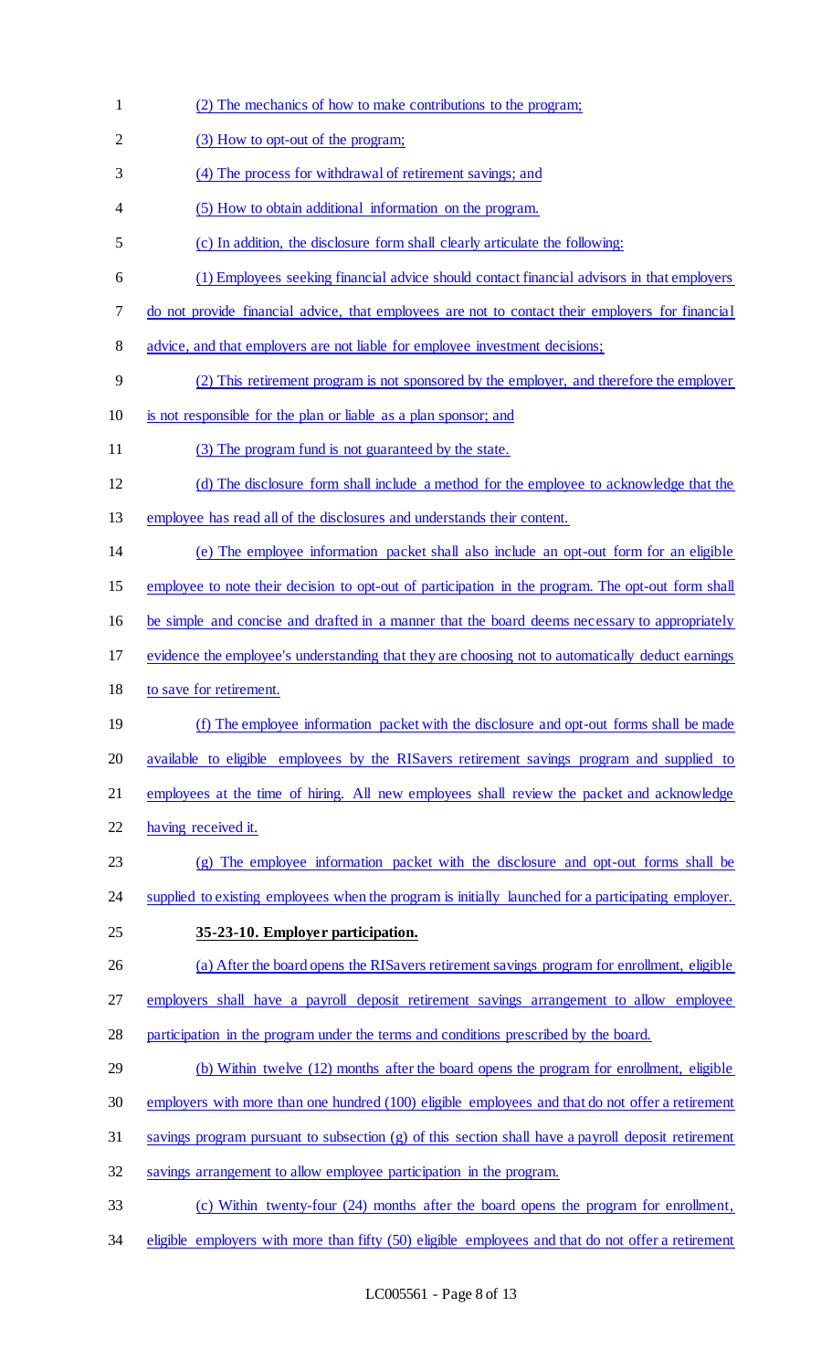(2) The mechanics of how to make contributions to the program;

(3) How to opt-out of the program;

(4) The process for withdrawal of retirement savings; and

(5) How to obtain additional information on the program.

(c) In addition, the disclosure form shall clearly articulate the following:

(1) Employees seeking financial advice should contact financial advisors in that employers do not provide financial advice, that employees are not to contact their employers for financial advice, and that employers are not liable for employee investment decisions;

(2) This retirement program is not sponsored by the employer, and therefore the employer is not responsible for the plan or liable as a plan sponsor; and

(3) The program fund is not guaranteed by the state.

(d) The disclosure form shall include a method for the employee to acknowledge that the employee has read all of the disclosures and understands their content.

(e) The employee information packet shall also include an opt-out form for an eligible employee to note their decision to opt-out of participation in the program. The opt-out form shall be simple and concise and drafted in a manner that the board deems necessary to appropriately evidence the employee's understanding that they are choosing not to automatically deduct earnings to save for retirement.

(f) The employee information packet with the disclosure and opt-out forms shall be made available to eligible employees by the RISavers retirement savings program and supplied to employees at the time of hiring. All new employees shall review the packet and acknowledge having received it.

(g) The employee information packet with the disclosure and opt-out forms shall be supplied to existing employees when the program is initially launched for a participating employer.

**35-23-10. Employer participation.**

(a) After the board opens the RISavers retirement savings program for enrollment, eligible employers shall have a payroll deposit retirement savings arrangement to allow employee participation in the program under the terms and conditions prescribed by the board.

(b) Within twelve (12) months after the board opens the program for enrollment, eligible employers with more than one hundred (100) eligible employees and that do not offer a retirement savings program pursuant to subsection (g) of this section shall have a payroll deposit retirement savings arrangement to allow employee participation in the program.

(c) Within twenty-four (24) months after the board opens the program for enrollment, eligible employers with more than fifty (50) eligible employees and that do not offer a retirement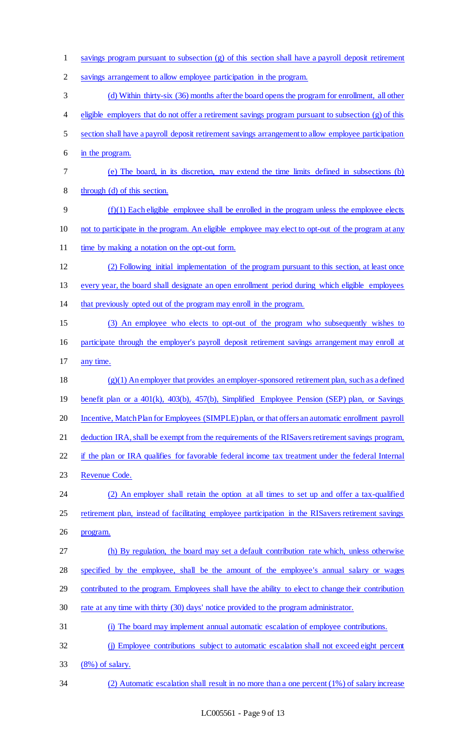savings program pursuant to subsection (g) of this section shall have a payroll deposit retirement savings arrangement to allow employee participation in the program.

(d) Within thirty-six (36) months after the board opens the program for enrollment, all other eligible employers that do not offer a retirement savings program pursuant to subsection (g) of this section shall have a payroll deposit retirement savings arrangement to allow employee participation in the program.

(e) The board, in its discretion, may extend the time limits defined in subsections (b) through (d) of this section.

(f)(1) Each eligible employee shall be enrolled in the program unless the employee elects not to participate in the program. An eligible employee may elect to opt-out of the program at any time by making a notation on the opt-out form.

(2) Following initial implementation of the program pursuant to this section, at least once every year, the board shall designate an open enrollment period during which eligible employees that previously opted out of the program may enroll in the program.

(3) An employee who elects to opt-out of the program who subsequently wishes to participate through the employer's payroll deposit retirement savings arrangement may enroll at any time.

(g)(1) An employer that provides an employer-sponsored retirement plan, such as a defined benefit plan or a 401(k), 403(b), 457(b), Simplified Employee Pension (SEP) plan, or Savings Incentive, Match Plan for Employees (SIMPLE) plan, or that offers an automatic enrollment payroll deduction IRA, shall be exempt from the requirements of the RISavers retirement savings program, if the plan or IRA qualifies for favorable federal income tax treatment under the federal Internal Revenue Code.

(2) An employer shall retain the option at all times to set up and offer a tax-qualified retirement plan, instead of facilitating employee participation in the RISavers retirement savings program.

(h) By regulation, the board may set a default contribution rate which, unless otherwise specified by the employee, shall be the amount of the employee's annual salary or wages contributed to the program. Employees shall have the ability to elect to change their contribution rate at any time with thirty (30) days' notice provided to the program administrator.

(i) The board may implement annual automatic escalation of employee contributions.

(j) Employee contributions subject to automatic escalation shall not exceed eight percent (8%) of salary.

(2) Automatic escalation shall result in no more than a one percent (1%) of salary increase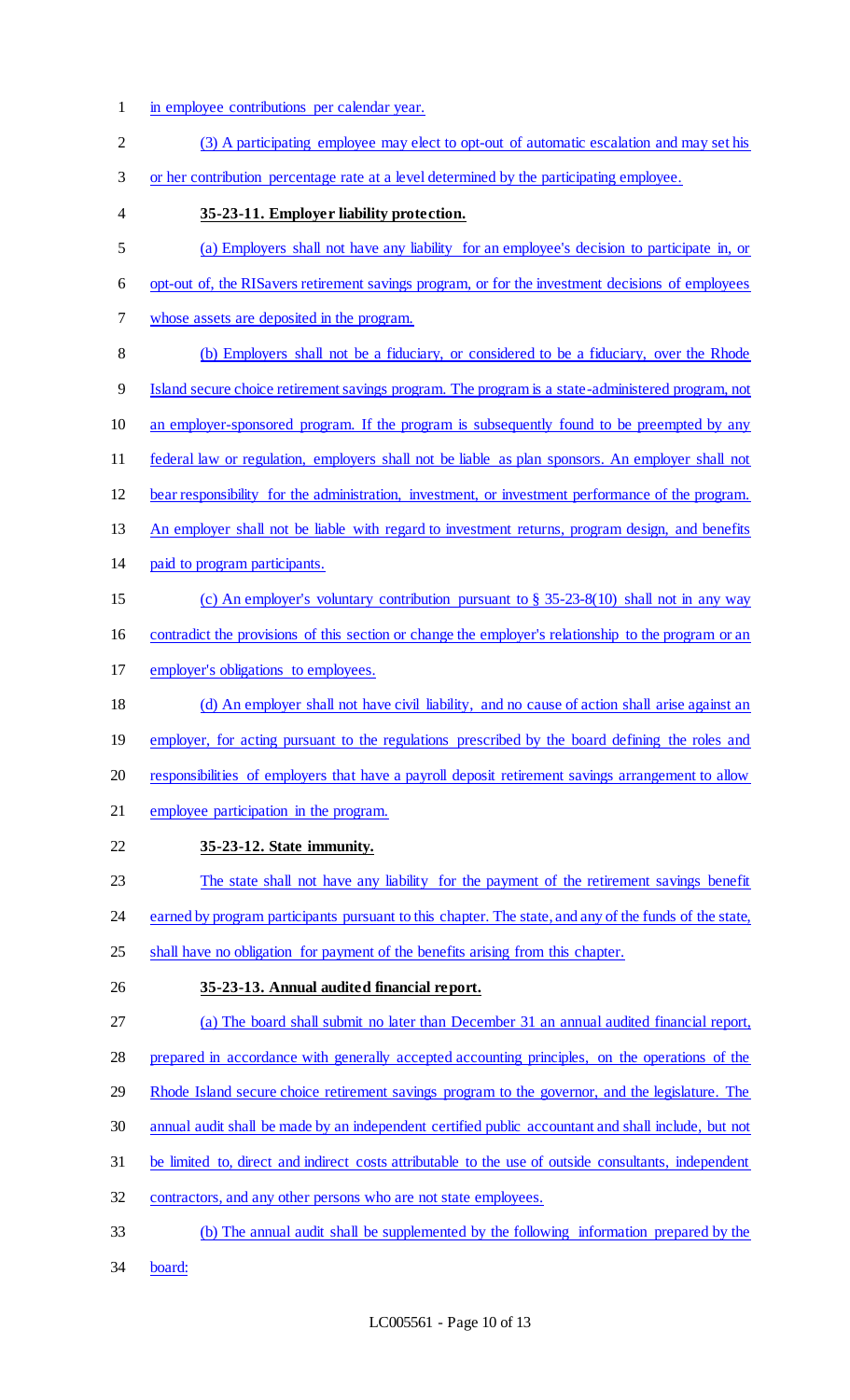in employee contributions per calendar year.

(3) A participating employee may elect to opt-out of automatic escalation and may set his or her contribution percentage rate at a level determined by the participating employee.

**35-23-11. Employer liability protection.**

(a) Employers shall not have any liability for an employee's decision to participate in, or opt-out of, the RISavers retirement savings program, or for the investment decisions of employees whose assets are deposited in the program.

(b) Employers shall not be a fiduciary, or considered to be a fiduciary, over the Rhode Island secure choice retirement savings program. The program is a state-administered program, not an employer-sponsored program. If the program is subsequently found to be preempted by any federal law or regulation, employers shall not be liable as plan sponsors. An employer shall not bear responsibility for the administration, investment, or investment performance of the program. An employer shall not be liable with regard to investment returns, program design, and benefits paid to program participants.

(c) An employer's voluntary contribution pursuant to § 35-23-8(10) shall not in any way contradict the provisions of this section or change the employer's relationship to the program or an employer's obligations to employees.

(d) An employer shall not have civil liability, and no cause of action shall arise against an employer, for acting pursuant to the regulations prescribed by the board defining the roles and responsibilities of employers that have a payroll deposit retirement savings arrangement to allow employee participation in the program.

**35-23-12. State immunity.**

The state shall not have any liability for the payment of the retirement savings benefit earned by program participants pursuant to this chapter. The state, and any of the funds of the state, shall have no obligation for payment of the benefits arising from this chapter.

**35-23-13. Annual audited financial report.**

(a) The board shall submit no later than December 31 an annual audited financial report, prepared in accordance with generally accepted accounting principles, on the operations of the Rhode Island secure choice retirement savings program to the governor, and the legislature. The annual audit shall be made by an independent certified public accountant and shall include, but not be limited to, direct and indirect costs attributable to the use of outside consultants, independent contractors, and any other persons who are not state employees.

(b) The annual audit shall be supplemented by the following information prepared by the board: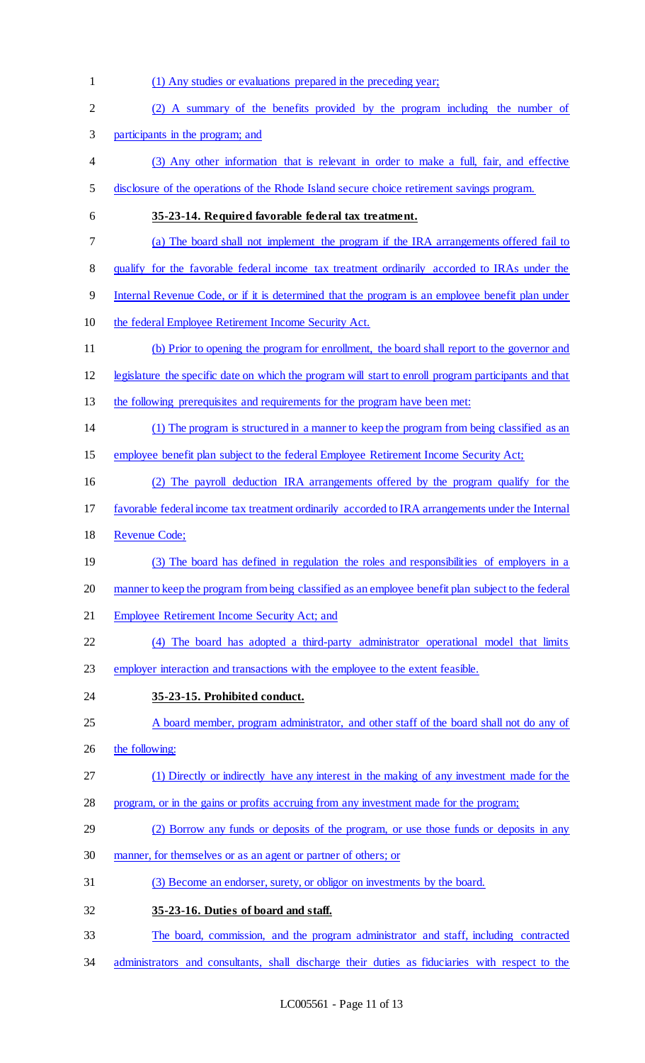(1) Any studies or evaluations prepared in the preceding year;

(2) A summary of the benefits provided by the program including the number of participants in the program; and

(3) Any other information that is relevant in order to make a full, fair, and effective disclosure of the operations of the Rhode Island secure choice retirement savings program.

**35-23-14. Required favorable federal tax treatment.**

(a) The board shall not implement the program if the IRA arrangements offered fail to qualify for the favorable federal income tax treatment ordinarily accorded to IRAs under the Internal Revenue Code, or if it is determined that the program is an employee benefit plan under the federal Employee Retirement Income Security Act.

(b) Prior to opening the program for enrollment, the board shall report to the governor and legislature the specific date on which the program will start to enroll program participants and that the following prerequisites and requirements for the program have been met:

(1) The program is structured in a manner to keep the program from being classified as an employee benefit plan subject to the federal Employee Retirement Income Security Act;

(2) The payroll deduction IRA arrangements offered by the program qualify for the favorable federal income tax treatment ordinarily accorded to IRA arrangements under the Internal Revenue Code;

(3) The board has defined in regulation the roles and responsibilities of employers in a manner to keep the program from being classified as an employee benefit plan subject to the federal Employee Retirement Income Security Act; and

(4) The board has adopted a third-party administrator operational model that limits employer interaction and transactions with the employee to the extent feasible.

**35-23-15. Prohibited conduct.**

A board member, program administrator, and other staff of the board shall not do any of the following:

(1) Directly or indirectly have any interest in the making of any investment made for the program, or in the gains or profits accruing from any investment made for the program;

(2) Borrow any funds or deposits of the program, or use those funds or deposits in any manner, for themselves or as an agent or partner of others; or

(3) Become an endorser, surety, or obligor on investments by the board.

**35-23-16. Duties of board and staff.**

The board, commission, and the program administrator and staff, including contracted administrators and consultants, shall discharge their duties as fiduciaries with respect to the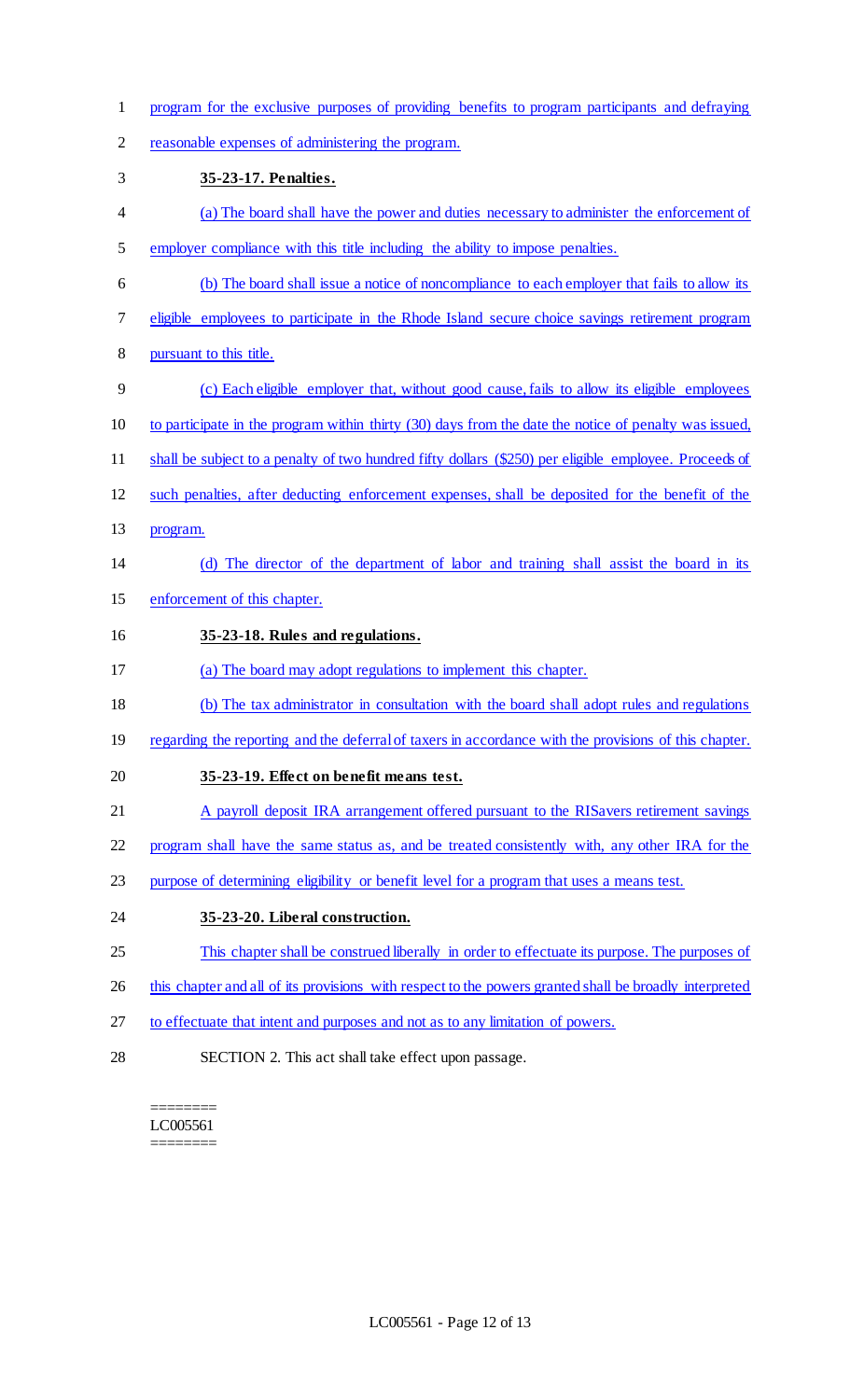program for the exclusive purposes of providing benefits to program participants and defraying reasonable expenses of administering the program.

**35-23-17. Penalties.**

(a) The board shall have the power and duties necessary to administer the enforcement of employer compliance with this title including the ability to impose penalties.

(b) The board shall issue a notice of noncompliance to each employer that fails to allow its eligible employees to participate in the Rhode Island secure choice savings retirement program pursuant to this title.

(c) Each eligible employer that, without good cause, fails to allow its eligible employees to participate in the program within thirty (30) days from the date the notice of penalty was issued, shall be subject to a penalty of two hundred fifty dollars ($250) per eligible employee. Proceeds of such penalties, after deducting enforcement expenses, shall be deposited for the benefit of the program.

(d) The director of the department of labor and training shall assist the board in its enforcement of this chapter.

**35-23-18. Rules and regulations.**

(a) The board may adopt regulations to implement this chapter.

(b) The tax administrator in consultation with the board shall adopt rules and regulations regarding the reporting and the deferral of taxers in accordance with the provisions of this chapter.

**35-23-19. Effect on benefit means test.**

A payroll deposit IRA arrangement offered pursuant to the RISavers retirement savings program shall have the same status as, and be treated consistently with, any other IRA for the purpose of determining eligibility or benefit level for a program that uses a means test.

**35-23-20. Liberal construction.**

This chapter shall be construed liberally in order to effectuate its purpose. The purposes of this chapter and all of its provisions with respect to the powers granted shall be broadly interpreted to effectuate that intent and purposes and not as to any limitation of powers.

SECTION 2. This act shall take effect upon passage.

========
LC005561
========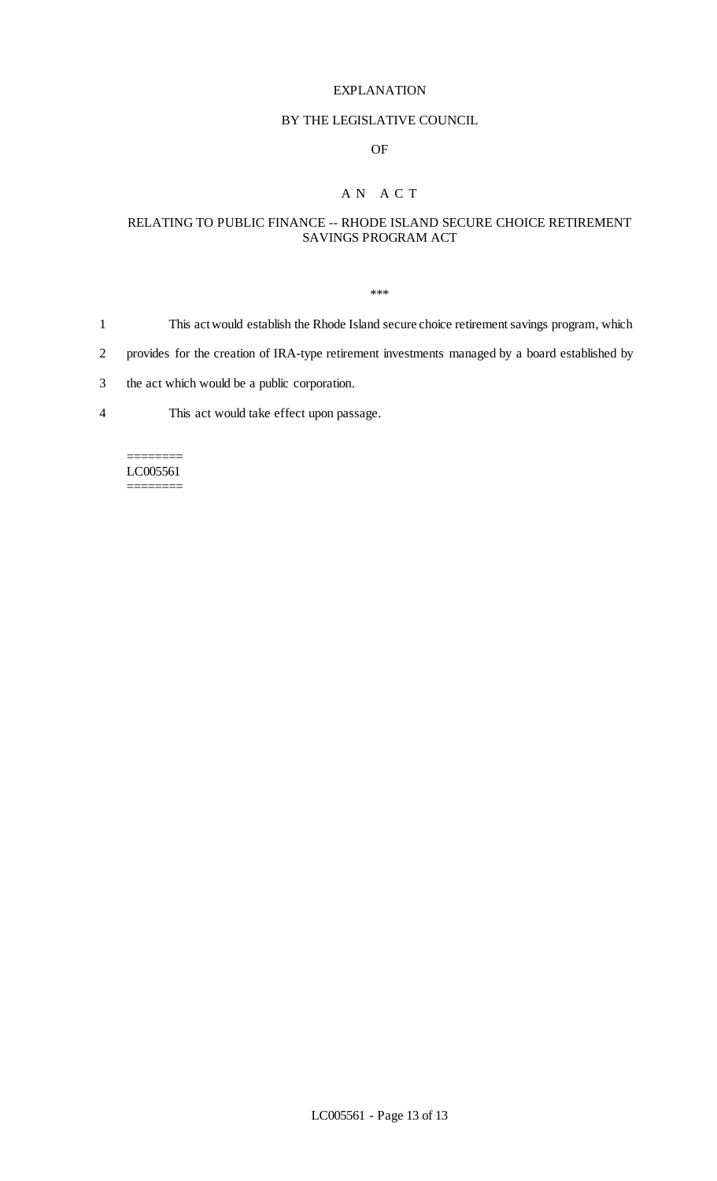EXPLANATION

BY THE LEGISLATIVE COUNCIL

OF

A N A C T

RELATING TO PUBLIC FINANCE -- RHODE ISLAND SECURE CHOICE RETIREMENT SAVINGS PROGRAM ACT

***

1 This act would establish the Rhode Island secure choice retirement savings program, which
2 provides for the creation of IRA-type retirement investments managed by a board established by
3 the act which would be a public corporation.
4 This act would take effect upon passage.

========
LC005561
========